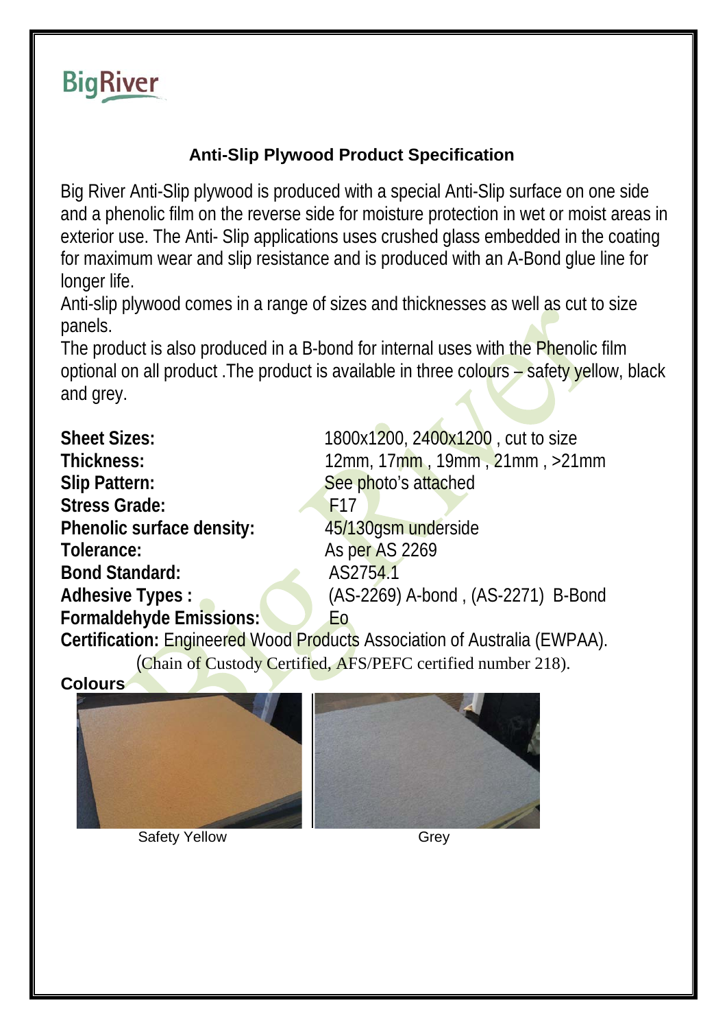BigRiver

## Anti-Slip Plywood Product Specification

Big River Anti-Slip plywood is produced with a special Anti-Slip surface on one side and a phenolic film on the reverse side for moisture protection in wet or moist areas in exterior use. The Anti- Slip applications uses crushed glass embedded in the coating for maximum wear and slip resistance and is produced with an A-Bond glue line for longer life.

Anti-slip plywood comes in a range of sizes and thicknesses as well as cut to size panels.

The product is also produced in a B-bond for internal uses with the Phenolic film optional on all product .The product is available in three colours – safety yellow, black and grey.

**Sheet Sizes:** 1800x1200, 2400x1200 , cut to size

**Thickness:** 12mm, 17mm , 19mm , 21mm , >21mm

**Slip Pattern:** See photo's attached

**Stress Grade:** F17

**Phenolic surface density:** 45/130gsm underside

**Tolerance:** As per AS 2269

**Bond Standard:** AS2754.1

**Adhesive Types :** (AS-2269) A-bond , (AS-2271) B-Bond

**Formaldehyde Emissions:** Eo

**Certification:** Engineered Wood Products Association of Australia (EWPAA).
(Chain of Custody Certified, AFS/PEFC certified number 218).

**Colours**

Safety Yellow

Grey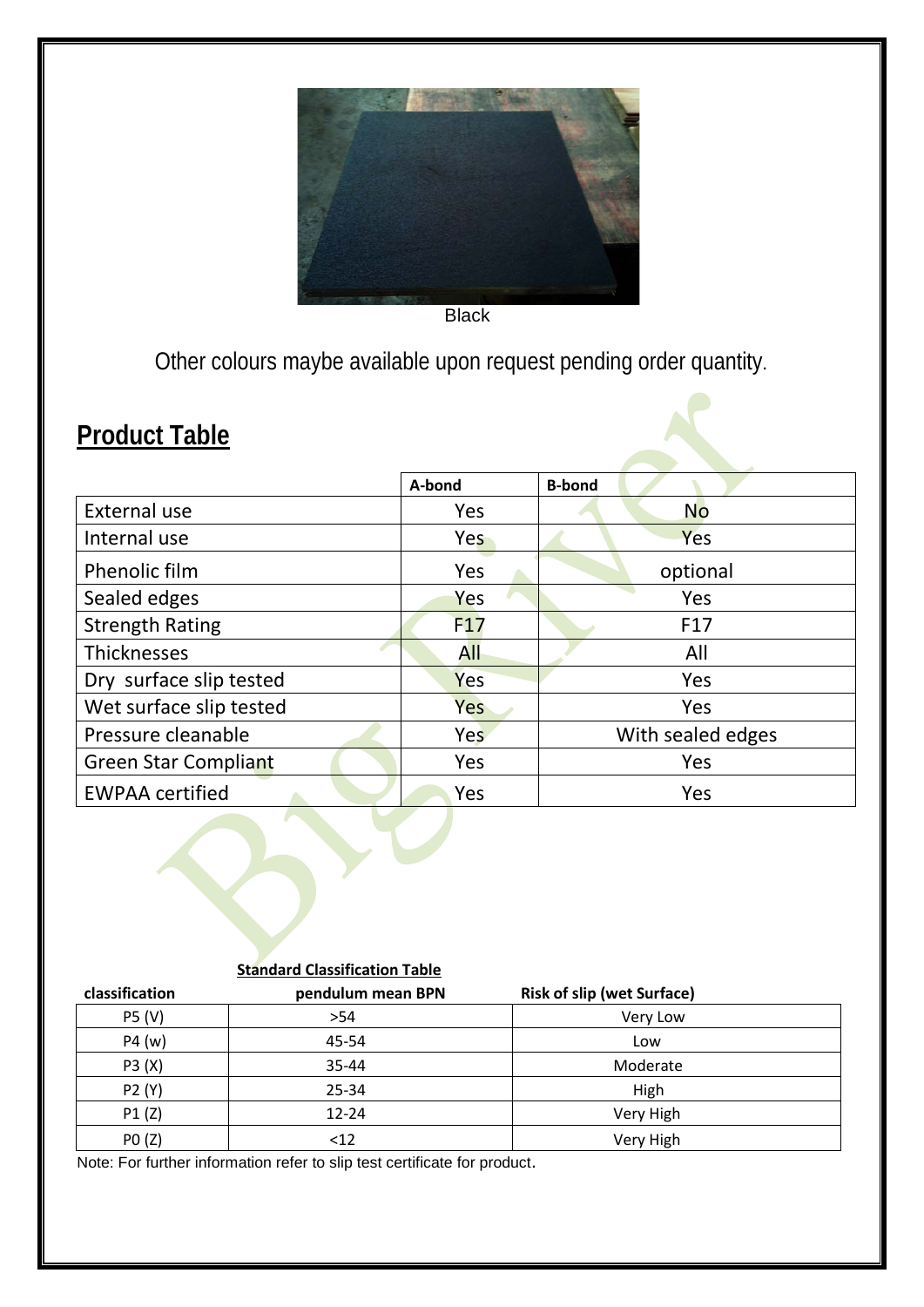Black

Other colours maybe available upon request pending order quantity.

## Product Table

| | A-bond | B-bond |
|---|---|---|
| External use | Yes | No |
| Internal use | Yes | Yes |
| Phenolic film | Yes | optional |
| Sealed edges | Yes | Yes |
| Strength Rating | F17 | F17 |
| Thicknesses | All | All |
| Dry surface slip tested | Yes | Yes |
| Wet surface slip tested | Yes | Yes |
| Pressure cleanable | Yes | With sealed edges |
| Green Star Compliant | Yes | Yes |
| EWPAA certified | Yes | Yes |

**Standard Classification Table**

| classification | pendulum mean BPN | Risk of slip (wet Surface) |
|---|---|---|
| P5 (V) | >54 | Very Low |
| P4 (w) | 45-54 | Low |
| P3 (X) | 35-44 | Moderate |
| P2 (Y) | 25-34 | High |
| P1 (Z) | 12-24 | Very High |
| P0 (Z) | <12 | Very High |

Note: For further information refer to slip test certificate for product.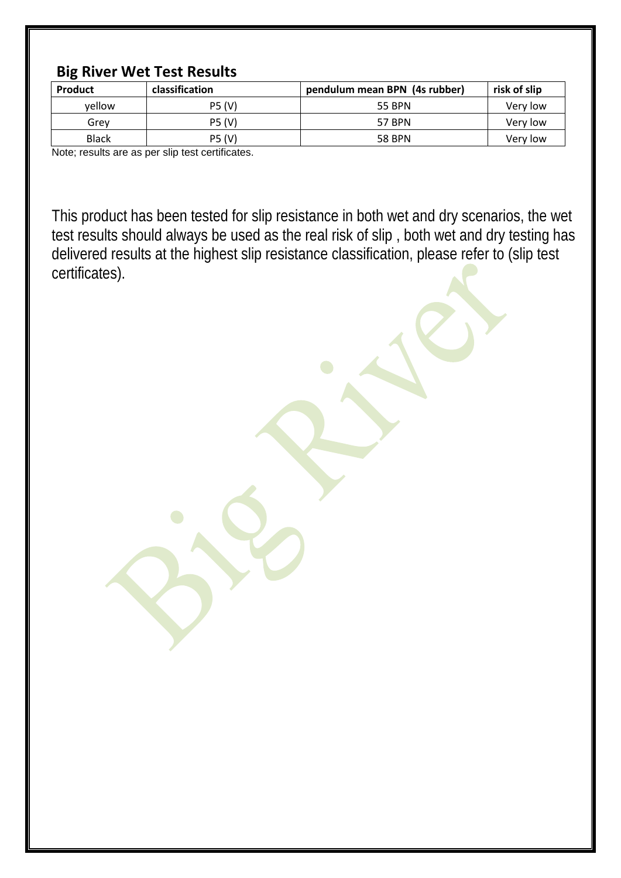## Big River Wet Test Results

| Product | classification | pendulum mean BPN (4s rubber) | risk of slip |
|---|---|---|---|
| yellow | P5 (V) | 55 BPN | Very low |
| Grey | P5 (V) | 57 BPN | Very low |
| Black | P5 (V) | 58 BPN | Very low |

Note; results are as per slip test certificates.

This product has been tested for slip resistance in both wet and dry scenarios, the wet test results should always be used as the real risk of slip , both wet and dry testing has delivered results at the highest slip resistance classification, please refer to (slip test certificates).